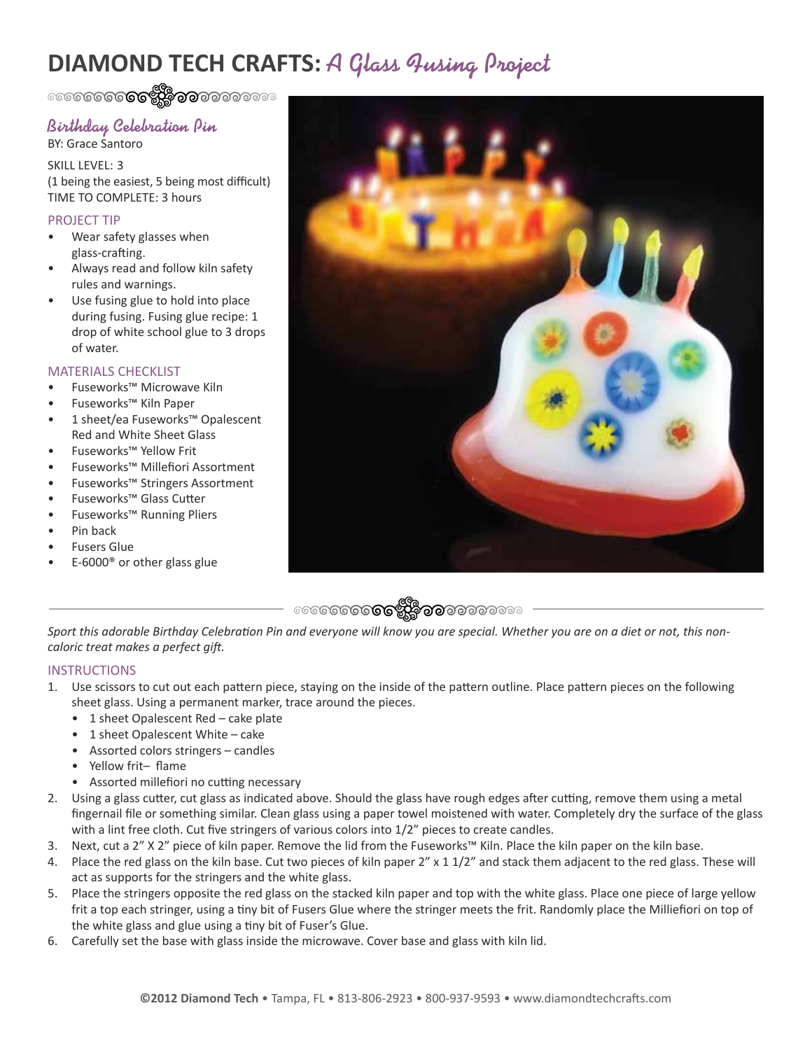# DIAMOND TECH CRAFTS: *A Glass Fusing Project*

## Birthday Celebration Pin

BY: Grace Santoro

SKILL LEVEL: 3
(1 being the easiest, 5 being most difficult)
TIME TO COMPLETE: 3 hours

### PROJECT TIP

- Wear safety glasses when glass-crafting.
- Always read and follow kiln safety rules and warnings.
- Use fusing glue to hold into place during fusing. Fusing glue recipe: 1 drop of white school glue to 3 drops of water.

### MATERIALS CHECKLIST

- Fuseworks™ Microwave Kiln
- Fuseworks™ Kiln Paper
- 1 sheet/ea Fuseworks™ Opalescent Red and White Sheet Glass
- Fuseworks™ Yellow Frit
- Fuseworks™ Millefiori Assortment
- Fuseworks™ Stringers Assortment
- Fuseworks™ Glass Cutter
- Fuseworks™ Running Pliers
- Pin back
- Fusers Glue
- E-6000® or other glass glue

*Sport this adorable Birthday Celebration Pin and everyone will know you are special. Whether you are on a diet or not, this non-caloric treat makes a perfect gift.*

### INSTRUCTIONS

1. Use scissors to cut out each pattern piece, staying on the inside of the pattern outline. Place pattern pieces on the following sheet glass. Using a permanent marker, trace around the pieces.
   - 1 sheet Opalescent Red – cake plate
   - 1 sheet Opalescent White – cake
   - Assorted colors stringers – candles
   - Yellow frit– flame
   - Assorted millefiori no cutting necessary
2. Using a glass cutter, cut glass as indicated above. Should the glass have rough edges after cutting, remove them using a metal fingernail file or something similar. Clean glass using a paper towel moistened with water. Completely dry the surface of the glass with a lint free cloth. Cut five stringers of various colors into 1/2" pieces to create candles.
3. Next, cut a 2" X 2" piece of kiln paper. Remove the lid from the Fuseworks™ Kiln. Place the kiln paper on the kiln base.
4. Place the red glass on the kiln base. Cut two pieces of kiln paper 2" x 1 1/2" and stack them adjacent to the red glass. These will act as supports for the stringers and the white glass.
5. Place the stringers opposite the red glass on the stacked kiln paper and top with the white glass. Place one piece of large yellow frit a top each stringer, using a tiny bit of Fusers Glue where the stringer meets the frit. Randomly place the Milliefiori on top of the white glass and glue using a tiny bit of Fuser's Glue.
6. Carefully set the base with glass inside the microwave. Cover base and glass with kiln lid.

**©2012 Diamond Tech** • Tampa, FL • 813-806-2923 • 800-937-9593 • www.diamondtechcrafts.com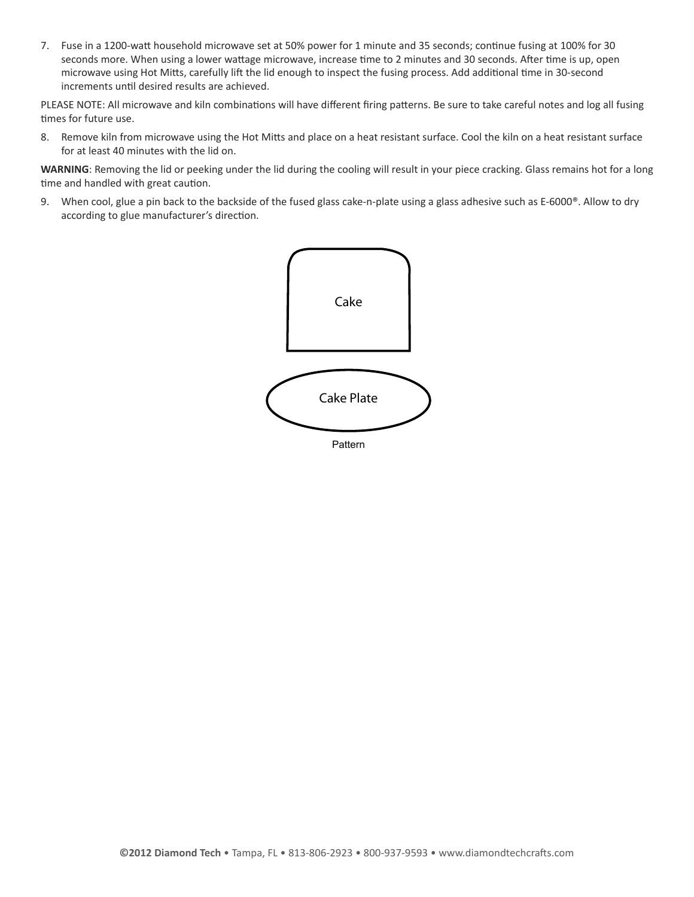7. Fuse in a 1200-watt household microwave set at 50% power for 1 minute and 35 seconds; continue fusing at 100% for 30 seconds more. When using a lower wattage microwave, increase time to 2 minutes and 30 seconds. After time is up, open microwave using Hot Mitts, carefully lift the lid enough to inspect the fusing process. Add additional time in 30-second increments until desired results are achieved.

PLEASE NOTE: All microwave and kiln combinations will have different firing patterns. Be sure to take careful notes and log all fusing times for future use.

8. Remove kiln from microwave using the Hot Mitts and place on a heat resistant surface. Cool the kiln on a heat resistant surface for at least 40 minutes with the lid on.

**WARNING**: Removing the lid or peeking under the lid during the cooling will result in your piece cracking. Glass remains hot for a long time and handled with great caution.

9. When cool, glue a pin back to the backside of the fused glass cake-n-plate using a glass adhesive such as E-6000®. Allow to dry according to glue manufacturer's direction.

Cake

Cake Plate

Pattern

**©2012 Diamond Tech** • Tampa, FL • 813-806-2923 • 800-937-9593 • www.diamondtechcrafts.com